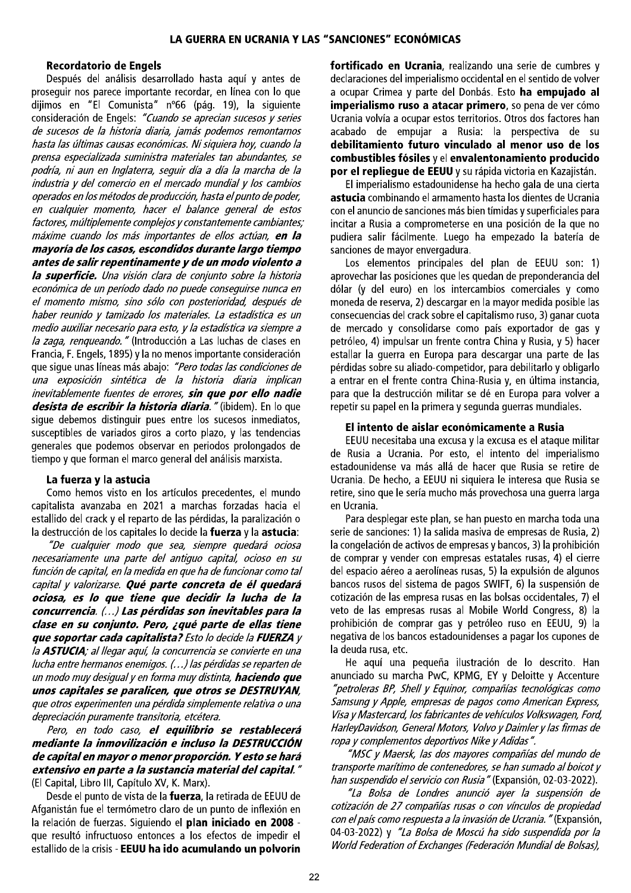## LA GUERRA EN UCRANIA Y LAS "SANCIONES" ECONÓMICAS

### Recordatorio de Engels

Después del análisis desarrollado hasta aquí y antes de proseguir nos parece importante recordar, en línea con lo que dijimos en "El Comunista" nº66 (pág. 19), la siguiente consideración de Engels: *"Cuando se aprecian sucesos y series de sucesos de la historia diaria, jamás podemos remontarnos hasta las últimas causas económicas. Ni siquiera hoy, cuando la prensa especializada suministra materiales tan abundantes, se podría, ni aun en Inglaterra, seguir día a día la marcha de la industria y del comercio en el mercado mundial y los cambios operados en los métodos de producción, hasta el punto de poder, en cualquier momento, hacer el balance general de estos factores, múltiplemente complejos y constantemente cambiantes; máxime cuando los más importantes de ellos actúan,* ***en la mayoría de los casos, escondidos durante largo tiempo antes de salir repentinamente y de un modo violento a la superficie.*** *Una visión clara de conjunto sobre la historia económica de un período dado no puede conseguirse nunca en el momento mismo, sino sólo con posterioridad, después de haber reunido y tamizado los materiales. La estadística es un medio auxiliar necesario para esto, y la estadística va siempre a la zaga, renqueando."* (Introducción a Las luchas de clases en Francia, F. Engels, 1895) y la no menos importante consideración que sigue unas líneas más abajo: *"Pero todas las condiciones de una exposición sintética de la historia diaria implican inevitablemente fuentes de errores,* ***sin que por ello nadie desista de escribir la historia diaria.****"* (ibidem). En lo que sigue debemos distinguir pues entre los sucesos inmediatos, susceptibles de variados giros a corto plazo, y las tendencias generales que podemos observar en periodos prolongados de tiempo y que forman el marco general del análisis marxista.

### La fuerza y la astucia

Como hemos visto en los artículos precedentes, el mundo capitalista avanzaba en 2021 a marchas forzadas hacia el estallido del crack y el reparto de las pérdidas, la paralización o la destrucción de los capitales lo decide la **fuerza** y la **astucia**:

*"De cualquier modo que sea, siempre quedará ociosa necesariamente una parte del antiguo capital, ocioso en su función de capital, en la medida en que ha de funcionar como tal capital y valorizarse.* ***Qué parte concreta de él quedará ociosa, es lo que tiene que decidir la lucha de la concurrencia****. (…)* ***Las pérdidas son inevitables para la clase en su conjunto. Pero, ¿qué parte de ellas tiene que soportar cada capitalista?*** *Esto lo decide la* ***FUERZA*** *y la* ***ASTUCIA****; al llegar aquí, la concurrencia se convierte en una lucha entre hermanos enemigos. (…) las pérdidas se reparten de un modo muy desigual y en forma muy distinta,* ***haciendo que unos capitales se paralicen, que otros se DESTRUYAN****, que otros experimenten una pérdida simplemente relativa o una depreciación puramente transitoria, etcétera.*

*Pero, en todo caso,* ***el equilibrio se restablecerá mediante la inmovilización e incluso la DESTRUCCIÓN de capital en mayor o menor proporción. Y esto se hará extensivo en parte a la sustancia material del capital.****"* (El Capital, Libro III, Capítulo XV, K. Marx).

Desde el punto de vista de la **fuerza**, la retirada de EEUU de Afganistán fue el termómetro claro de un punto de inflexión en la relación de fuerzas. Siguiendo el **plan iniciado en 2008** - que resultó infructuoso entonces a los efectos de impedir el estallido de la crisis - **EEUU ha ido acumulando un polvorín fortificado en Ucrania**, realizando una serie de cumbres y declaraciones del imperialismo occidental en el sentido de volver a ocupar Crimea y parte del Donbás. Esto **ha empujado al imperialismo ruso a atacar primero**, so pena de ver cómo Ucrania volvía a ocupar estos territorios. Otros dos factores han acabado de empujar a Rusia: la perspectiva de su **debilitamiento futuro vinculado al menor uso de los combustibles fósiles** y el **envalentonamiento producido por el repliegue de EEUU** y su rápida victoria en Kazajistán.

El imperialismo estadounidense ha hecho gala de una cierta **astucia** combinando el armamento hasta los dientes de Ucrania con el anuncio de sanciones más bien tímidas y superficiales para incitar a Rusia a comprometerse en una posición de la que no pudiera salir fácilmente. Luego ha empezado la batería de sanciones de mayor envergadura.

Los elementos principales del plan de EEUU son: 1) aprovechar las posiciones que les quedan de preponderancia del dólar (y del euro) en los intercambios comerciales y como moneda de reserva, 2) descargar en la mayor medida posible las consecuencias del crack sobre el capitalismo ruso, 3) ganar cuota de mercado y consolidarse como país exportador de gas y petróleo, 4) impulsar un frente contra China y Rusia, y 5) hacer estallar la guerra en Europa para descargar una parte de las pérdidas sobre su aliado-competidor, para debilitarlo y obligarlo a entrar en el frente contra China-Rusia y, en última instancia, para que la destrucción militar se dé en Europa para volver a repetir su papel en la primera y segunda guerras mundiales.

### El intento de aislar económicamente a Rusia

EEUU necesitaba una excusa y la excusa es el ataque militar de Rusia a Ucrania. Por esto, el intento del imperialismo estadounidense va más allá de hacer que Rusia se retire de Ucrania. De hecho, a EEUU ni siquiera le interesa que Rusia se retire, sino que le sería mucho más provechosa una guerra larga en Ucrania.

Para desplegar este plan, se han puesto en marcha toda una serie de sanciones: 1) la salida masiva de empresas de Rusia, 2) la congelación de activos de empresas y bancos, 3) la prohibición de comprar y vender con empresas estatales rusas, 4) el cierre del espacio aéreo a aerolíneas rusas, 5) la expulsión de algunos bancos rusos del sistema de pagos SWIFT, 6) la suspensión de cotización de las empresa rusas en las bolsas occidentales, 7) el veto de las empresas rusas al Mobile World Congress, 8) la prohibición de comprar gas y petróleo ruso en EEUU, 9) la negativa de los bancos estadounidenses a pagar los cupones de la deuda rusa, etc.

He aquí una pequeña ilustración de lo descrito. Han anunciado su marcha PwC, KPMG, EY y Deloitte y Accenture *"petroleras BP, Shell y Equinor, compañías tecnológicas como Samsung y Apple, empresas de pagos como American Express, Visa y Mastercard, los fabricantes de vehículos Volkswagen, Ford, HarleyDavidson, General Motors, Volvo y Daimler y las firmas de ropa y complementos deportivos Nike y Adidas".*

*"MSC y Maersk, las dos mayores compañías del mundo de transporte marítimo de contenedores, se han sumado al boicot y han suspendido el servicio con Rusia"* (Expansión, 02-03-2022).

*"La Bolsa de Londres anunció ayer la suspensión de cotización de 27 compañías rusas o con vínculos de propiedad con el país como respuesta a la invasión de Ucrania."* (Expansión, 04-03-2022) y *"La Bolsa de Moscú ha sido suspendida por la World Federation of Exchanges (Federación Mundial de Bolsas),*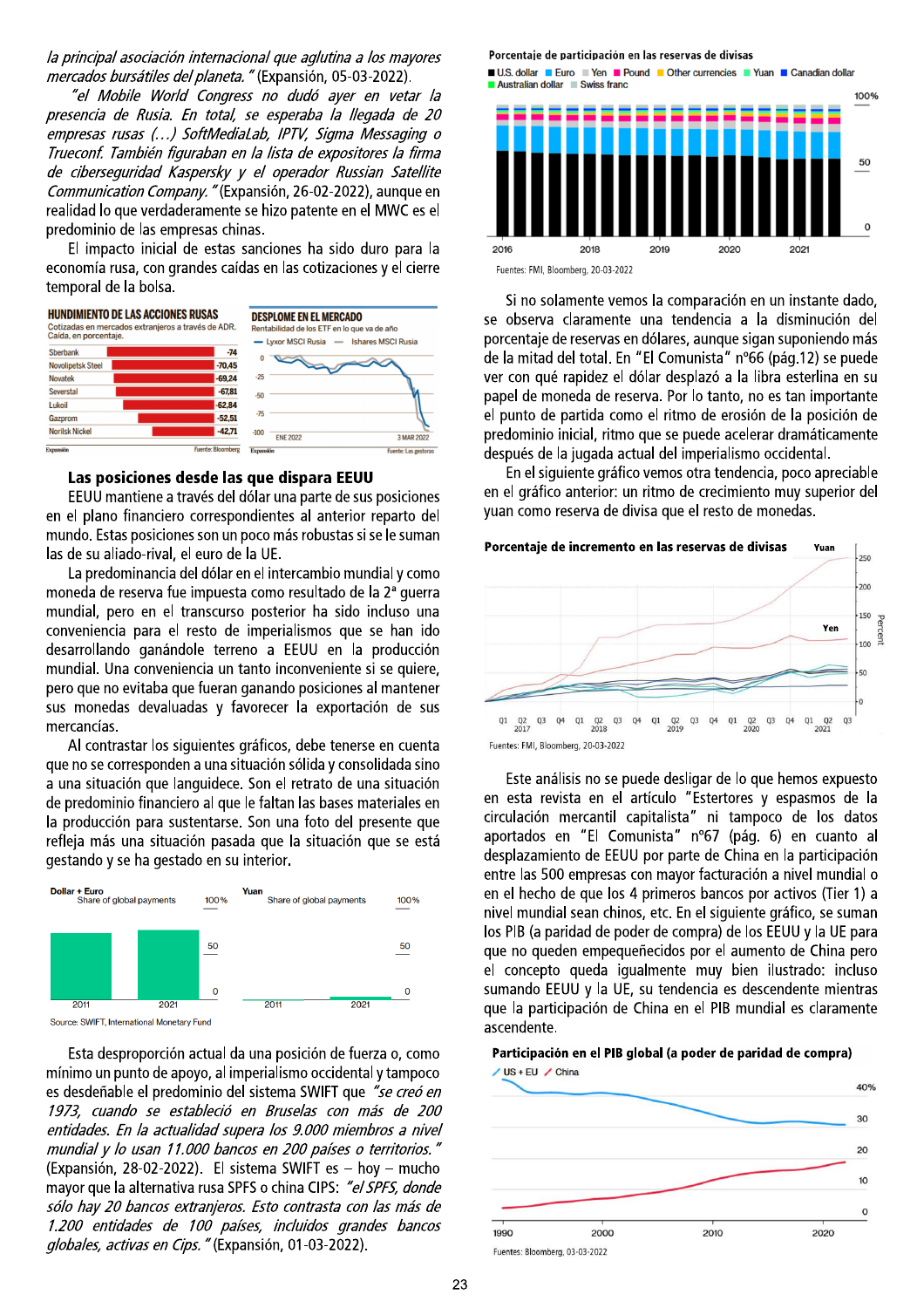*la principal asociación internacional que aglutina a los mayores mercados bursátiles del planeta."* (Expansión, 05-03-2022).

*"el Mobile World Congress no dudó ayer en vetar la presencia de Rusia. En total, se esperaba la llegada de 20 empresas rusas (…) SoftMediaLab, IPTV, Sigma Messaging o Trueconf. También figuraban en la lista de expositores la firma de ciberseguridad Kaspersky y el operador Russian Satellite Communication Company."* (Expansión, 26-02-2022), aunque en realidad lo que verdaderamente se hizo patente en el MWC es el predominio de las empresas chinas.

El impacto inicial de estas sanciones ha sido duro para la economía rusa, con grandes caídas en las cotizaciones y el cierre temporal de la bolsa.

**HUNDIMIENTO DE LAS ACCIONES RUSAS**
Cotizadas en mercados extranjeros a través de ADR. Caída, en porcentaje.

| Empresa | Caída (%) |
|---|---|
| Sberbank | -74 |
| Novolipetsk Steel | -70,45 |
| Novatek | -69,24 |
| Severstal | -67,81 |
| Lukoil | -62,84 |
| Gazprom | -52,51 |
| Norilsk Nickel | -42,71 |

Expansión. Fuente: Bloomberg

**DESPLOME EN EL MERCADO**
Rentabilidad de los ETF en lo que va de año
Lyxor MSCI Rusia — Ishares MSCI Rusia
ENE 2022 – 3 MAR 2022
Expansión. Fuente: Las gestoras

## Las posiciones desde las que dispara EEUU

EEUU mantiene a través del dólar una parte de sus posiciones en el plano financiero correspondientes al anterior reparto del mundo. Estas posiciones son un poco más robustas si se le suman las de su aliado-rival, el euro de la UE.

La predominancia del dólar en el intercambio mundial y como moneda de reserva fue impuesta como resultado de la 2ª guerra mundial, pero en el transcurso posterior ha sido incluso una conveniencia para el resto de imperialismos que se han ido desarrollando ganándole terreno a EEUU en la producción mundial. Una conveniencia un tanto inconveniente si se quiere, pero que no evitaba que fueran ganando posiciones al mantener sus monedas devaluadas y favorecer la exportación de sus mercancías.

Al contrastar los siguientes gráficos, debe tenerse en cuenta que no se corresponden a una situación sólida y consolidada sino a una situación que languidece. Son el retrato de una situación de predominio financiero al que le faltan las bases materiales en la producción para sustentarse. Son una foto del presente que refleja más una situación pasada que la situación que se está gestando y se ha gestado en su interior.

Dollar + Euro — Share of global payments (2011, 2021)
Yuan — Share of global payments (2011, 2021)
Source: SWIFT, International Monetary Fund

Esta desproporción actual da una posición de fuerza o, como mínimo un punto de apoyo, al imperialismo occidental y tampoco es desdeñable el predominio del sistema SWIFT que *"se creó en 1973, cuando se estableció en Bruselas con más de 200 entidades. En la actualidad supera los 9.000 miembros a nivel mundial y lo usan 11.000 bancos en 200 países o territorios."* (Expansión, 28-02-2022). El sistema SWIFT es – hoy – mucho mayor que la alternativa rusa SPFS o china CIPS: *"el SPFS, donde sólo hay 20 bancos extranjeros. Esto contrasta con las más de 1.200 entidades de 100 países, incluidos grandes bancos globales, activas en Cips."* (Expansión, 01-03-2022).

**Porcentaje de participación en las reservas de divisas**
U.S. dollar, Euro, Yen, Pound, Other currencies, Yuan, Canadian dollar, Australian dollar, Swiss franc (2016–2021)
Fuentes: FMI, Bloomberg, 20-03-2022

Si no solamente vemos la comparación en un instante dado, se observa claramente una tendencia a la disminución del porcentaje de reservas en dólares, aunque sigan suponiendo más de la mitad del total. En "El Comunista" nº66 (pág.12) se puede ver con qué rapidez el dólar desplazó a la libra esterlina en su papel de moneda de reserva. Por lo tanto, no es tan importante el punto de partida como el ritmo de erosión de la posición de predominio inicial, ritmo que se puede acelerar dramáticamente después de la jugada actual del imperialismo occidental.

En el siguiente gráfico vemos otra tendencia, poco apreciable en el gráfico anterior: un ritmo de crecimiento muy superior del yuan como reserva de divisa que el resto de monedas.

**Porcentaje de incremento en las reservas de divisas**
Yuan, Yen (Q1 2017 – Q3 2021, percent)
Fuentes: FMI, Bloomberg, 20-03-2022

Este análisis no se puede desligar de lo que hemos expuesto en esta revista en el artículo "Estertores y espasmos de la circulación mercantil capitalista" ni tampoco de los datos aportados en "El Comunista" nº67 (pág. 6) en cuanto al desplazamiento de EEUU por parte de China en la participación entre las 500 empresas con mayor facturación a nivel mundial o en el hecho de que los 4 primeros bancos por activos (Tier 1) a nivel mundial sean chinos, etc. En el siguiente gráfico, se suman los PIB (a paridad de poder de compra) de los EEUU y la UE para que no queden empequeñecidos por el aumento de China pero el concepto queda igualmente muy bien ilustrado: incluso sumando EEUU y la UE, su tendencia es descendente mientras que la participación de China en el PIB mundial es claramente ascendente.

**Participación en el PIB global (a poder de paridad de compra)**
US + EU, China (1990–2020)
Fuentes: Bloomberg, 03-03-2022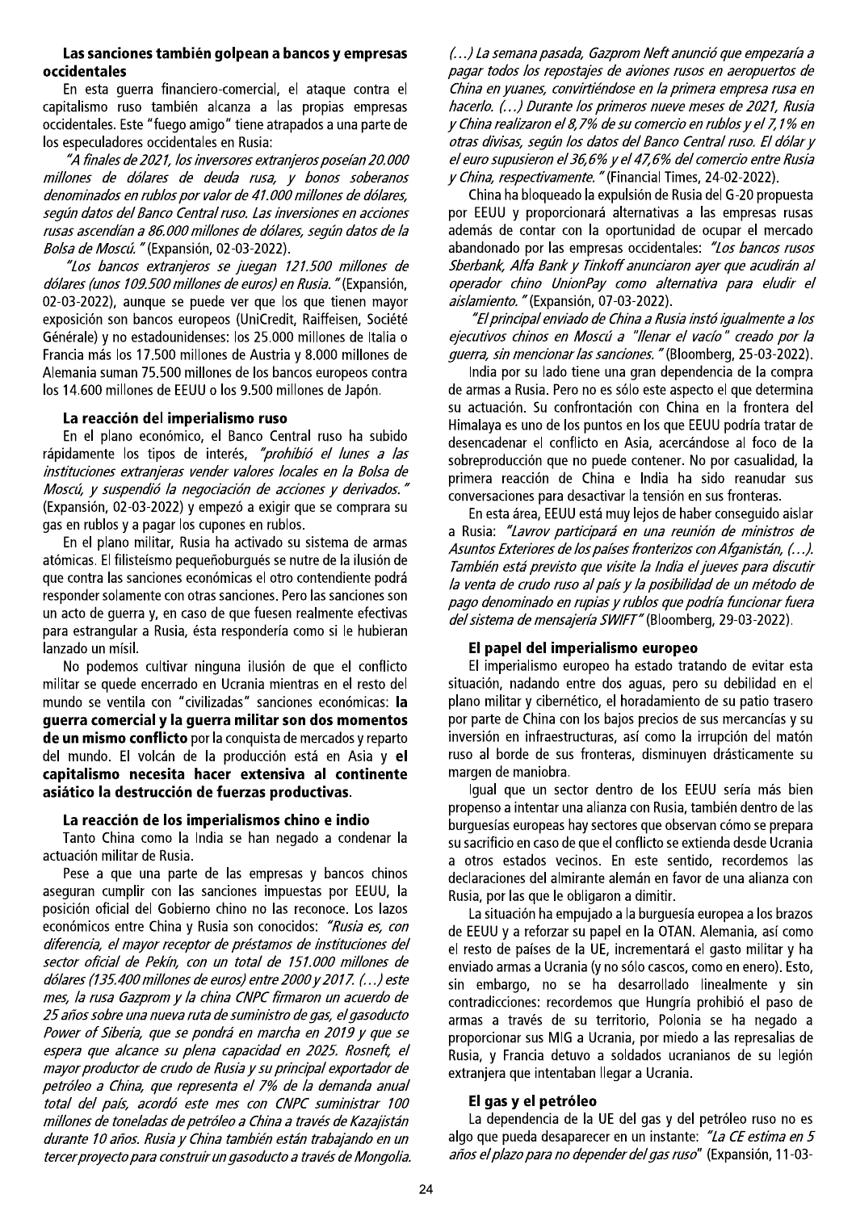### Las sanciones también golpean a bancos y empresas occidentales

En esta guerra financiero-comercial, el ataque contra el capitalismo ruso también alcanza a las propias empresas occidentales. Este "fuego amigo" tiene atrapados a una parte de los especuladores occidentales en Rusia:

*"A finales de 2021, los inversores extranjeros poseían 20.000 millones de dólares de deuda rusa, y bonos soberanos denominados en rublos por valor de 41.000 millones de dólares, según datos del Banco Central ruso. Las inversiones en acciones rusas ascendían a 86.000 millones de dólares, según datos de la Bolsa de Moscú."* (Expansión, 02-03-2022).

*"Los bancos extranjeros se juegan 121.500 millones de dólares (unos 109.500 millones de euros) en Rusia."* (Expansión, 02-03-2022), aunque se puede ver que los que tienen mayor exposición son bancos europeos (UniCredit, Raiffeisen, Société Générale) y no estadounidenses: los 25.000 millones de Italia o Francia más los 17.500 millones de Austria y 8.000 millones de Alemania suman 75.500 millones de los bancos europeos contra los 14.600 millones de EEUU o los 9.500 millones de Japón.

### La reacción del imperialismo ruso

En el plano económico, el Banco Central ruso ha subido rápidamente los tipos de interés, *"prohibió el lunes a las instituciones extranjeras vender valores locales en la Bolsa de Moscú, y suspendió la negociación de acciones y derivados."* (Expansión, 02-03-2022) y empezó a exigir que se comprara su gas en rublos y a pagar los cupones en rublos.

En el plano militar, Rusia ha activado su sistema de armas atómicas. El filisteísmo pequeñoburgués se nutre de la ilusión de que contra las sanciones económicas el otro contendiente podrá responder solamente con otras sanciones. Pero las sanciones son un acto de guerra y, en caso de que fuesen realmente efectivas para estrangular a Rusia, ésta respondería como si le hubieran lanzado un mísil.

No podemos cultivar ninguna ilusión de que el conflicto militar se quede encerrado en Ucrania mientras en el resto del mundo se ventila con "civilizadas" sanciones económicas: **la guerra comercial y la guerra militar son dos momentos de un mismo conflicto** por la conquista de mercados y reparto del mundo. El volcán de la producción está en Asia y **el capitalismo necesita hacer extensiva al continente asiático la destrucción de fuerzas productivas**.

### La reacción de los imperialismos chino e indio

Tanto China como la India se han negado a condenar la actuación militar de Rusia.

Pese a que una parte de las empresas y bancos chinos aseguran cumplir con las sanciones impuestas por EEUU, la posición oficial del Gobierno chino no las reconoce. Los lazos económicos entre China y Rusia son conocidos: *"Rusia es, con diferencia, el mayor receptor de préstamos de instituciones del sector oficial de Pekín, con un total de 151.000 millones de dólares (135.400 millones de euros) entre 2000 y 2017. (…) este mes, la rusa Gazprom y la china CNPC firmaron un acuerdo de 25 años sobre una nueva ruta de suministro de gas, el gasoducto Power of Siberia, que se pondrá en marcha en 2019 y que se espera que alcance su plena capacidad en 2025. Rosneft, el mayor productor de crudo de Rusia y su principal exportador de petróleo a China, que representa el 7% de la demanda anual total del país, acordó este mes con CNPC suministrar 100 millones de toneladas de petróleo a China a través de Kazajistán durante 10 años. Rusia y China también están trabajando en un tercer proyecto para construir un gasoducto a través de Mongolia. (…) La semana pasada, Gazprom Neft anunció que empezaría a pagar todos los repostajes de aviones rusos en aeropuertos de China en yuanes, convirtiéndose en la primera empresa rusa en hacerlo. (…) Durante los primeros nueve meses de 2021, Rusia y China realizaron el 8,7% de su comercio en rublos y el 7,1% en otras divisas, según los datos del Banco Central ruso. El dólar y el euro supusieron el 36,6% y el 47,6% del comercio entre Rusia y China, respectivamente."* (Financial Times, 24-02-2022).

China ha bloqueado la expulsión de Rusia del G-20 propuesta por EEUU y proporcionará alternativas a las empresas rusas además de contar con la oportunidad de ocupar el mercado abandonado por las empresas occidentales: *"Los bancos rusos Sberbank, Alfa Bank y Tinkoff anunciaron ayer que acudirán al operador chino UnionPay como alternativa para eludir el aislamiento."* (Expansión, 07-03-2022).

*"El principal enviado de China a Rusia instó igualmente a los ejecutivos chinos en Moscú a "llenar el vacío" creado por la guerra, sin mencionar las sanciones."* (Bloomberg, 25-03-2022).

India por su lado tiene una gran dependencia de la compra de armas a Rusia. Pero no es sólo este aspecto el que determina su actuación. Su confrontación con China en la frontera del Himalaya es uno de los puntos en los que EEUU podría tratar de desencadenar el conflicto en Asia, acercándose al foco de la sobreproducción que no puede contener. No por casualidad, la primera reacción de China e India ha sido reanudar sus conversaciones para desactivar la tensión en sus fronteras.

En esta área, EEUU está muy lejos de haber conseguido aislar a Rusia: *"Lavrov participará en una reunión de ministros de Asuntos Exteriores de los países fronterizos con Afganistán, (…). También está previsto que visite la India el jueves para discutir la venta de crudo ruso al país y la posibilidad de un método de pago denominado en rupias y rublos que podría funcionar fuera del sistema de mensajería SWIFT"* (Bloomberg, 29-03-2022).

### El papel del imperialismo europeo

El imperialismo europeo ha estado tratando de evitar esta situación, nadando entre dos aguas, pero su debilidad en el plano militar y cibernético, el horadamiento de su patio trasero por parte de China con los bajos precios de sus mercancías y su inversión en infraestructuras, así como la irrupción del matón ruso al borde de sus fronteras, disminuyen drásticamente su margen de maniobra.

Igual que un sector dentro de los EEUU sería más bien propenso a intentar una alianza con Rusia, también dentro de las burguesías europeas hay sectores que observan cómo se prepara su sacrificio en caso de que el conflicto se extienda desde Ucrania a otros estados vecinos. En este sentido, recordemos las declaraciones del almirante alemán en favor de una alianza con Rusia, por las que le obligaron a dimitir.

La situación ha empujado a la burguesía europea a los brazos de EEUU y a reforzar su papel en la OTAN. Alemania, así como el resto de países de la UE, incrementará el gasto militar y ha enviado armas a Ucrania (y no sólo cascos, como en enero). Esto, sin embargo, no se ha desarrollado linealmente y sin contradicciones: recordemos que Hungría prohibió el paso de armas a través de su territorio, Polonia se ha negado a proporcionar sus MIG a Ucrania, por miedo a las represalias de Rusia, y Francia detuvo a soldados ucranianos de su legión extranjera que intentaban llegar a Ucrania.

### El gas y el petróleo

La dependencia de la UE del gas y del petróleo ruso no es algo que pueda desaparecer en un instante: *"La CE estima en 5 años el plazo para no depender del gas ruso"* (Expansión, 11-03-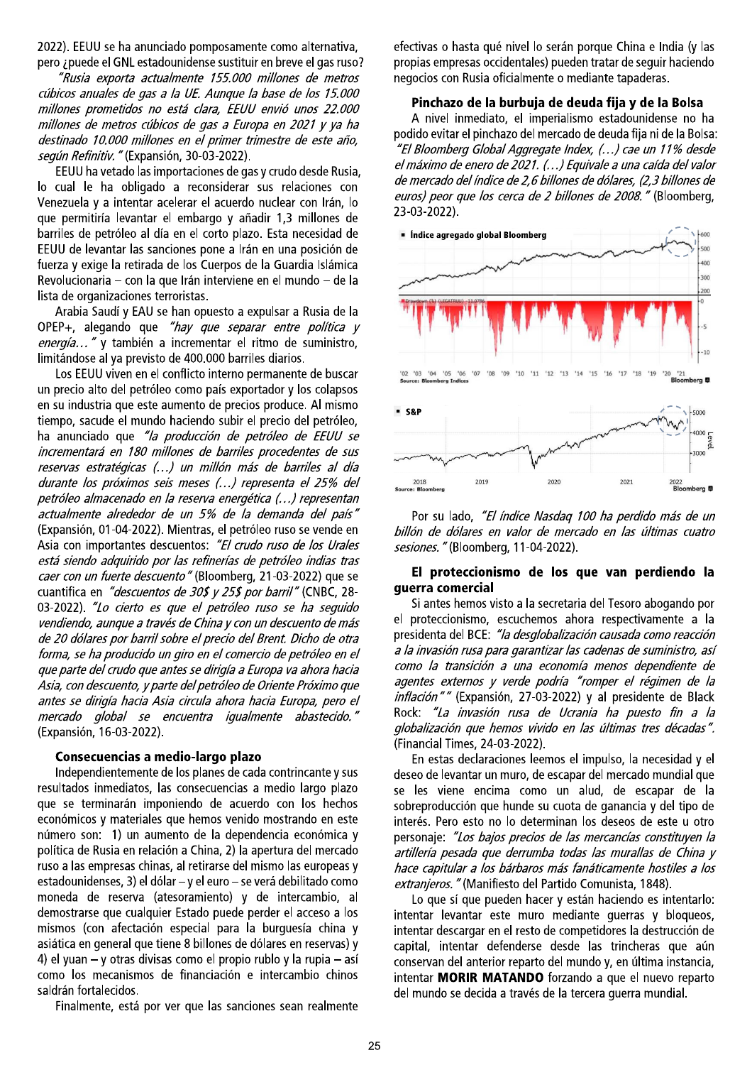2022). EEUU se ha anunciado pomposamente como alternativa, pero ¿puede el GNL estadounidense sustituir en breve el gas ruso?

*"Rusia exporta actualmente 155.000 millones de metros cúbicos anuales de gas a la UE. Aunque la base de los 15.000 millones prometidos no está clara, EEUU envió unos 22.000 millones de metros cúbicos de gas a Europa en 2021 y ya ha destinado 10.000 millones en el primer trimestre de este año, según Refinitiv."* (Expansión, 30-03-2022).

EEUU ha vetado las importaciones de gas y crudo desde Rusia, lo cual le ha obligado a reconsiderar sus relaciones con Venezuela y a intentar acelerar el acuerdo nuclear con Irán, lo que permitiría levantar el embargo y añadir 1,3 millones de barriles de petróleo al día en el corto plazo. Esta necesidad de EEUU de levantar las sanciones pone a Irán en una posición de fuerza y exige la retirada de los Cuerpos de la Guardia Islámica Revolucionaria – con la que Irán interviene en el mundo – de la lista de organizaciones terroristas.

Arabia Saudí y EAU se han opuesto a expulsar a Rusia de la OPEP+, alegando que *"hay que separar entre política y energía..."* y también a incrementar el ritmo de suministro, limitándose al ya previsto de 400.000 barriles diarios.

Los EEUU viven en el conflicto interno permanente de buscar un precio alto del petróleo como país exportador y los colapsos en su industria que este aumento de precios produce. Al mismo tiempo, sacude el mundo haciendo subir el precio del petróleo, ha anunciado que *"la producción de petróleo de EEUU se incrementará en 180 millones de barriles procedentes de sus reservas estratégicas (…) un millón más de barriles al día durante los próximos seis meses (…) representa el 25% del petróleo almacenado en la reserva energética (…) representan actualmente alrededor de un 5% de la demanda del país"* (Expansión, 01-04-2022). Mientras, el petróleo ruso se vende en Asia con importantes descuentos: *"El crudo ruso de los Urales está siendo adquirido por las refinerías de petróleo indias tras caer con un fuerte descuento"* (Bloomberg, 21-03-2022) que se cuantifica en *"descuentos de 30$ y 25$ por barril"* (CNBC, 28-03-2022). *"Lo cierto es que el petróleo ruso se ha seguido vendiendo, aunque a través de China y con un descuento de más de 20 dólares por barril sobre el precio del Brent. Dicho de otra forma, se ha producido un giro en el comercio de petróleo en el que parte del crudo que antes se dirigía a Europa va ahora hacia Asia, con descuento, y parte del petróleo de Oriente Próximo que antes se dirigía hacia Asia circula ahora hacia Europa, pero el mercado global se encuentra igualmente abastecido."* (Expansión, 16-03-2022).

### Consecuencias a medio-largo plazo

Independientemente de los planes de cada contrincante y sus resultados inmediatos, las consecuencias a medio largo plazo que se terminarán imponiendo de acuerdo con los hechos económicos y materiales que hemos venido mostrando en este número son: 1) un aumento de la dependencia económica y política de Rusia en relación a China, 2) la apertura del mercado ruso a las empresas chinas, al retirarse del mismo las europeas y estadounidenses, 3) el dólar – y el euro – se verá debilitado como moneda de reserva (atesoramiento) y de intercambio, al demostrarse que cualquier Estado puede perder el acceso a los mismos (con afectación especial para la burguesía china y asiática en general que tiene 8 billones de dólares en reservas) y 4) el yuan – y otras divisas como el propio rublo y la rupia – así como los mecanismos de financiación e intercambio chinos saldrán fortalecidos.

Finalmente, está por ver que las sanciones sean realmente efectivas o hasta qué nivel lo serán porque China e India (y las propias empresas occidentales) pueden tratar de seguir haciendo negocios con Rusia oficialmente o mediante tapaderas.

### Pinchazo de la burbuja de deuda fija y de la Bolsa

A nivel inmediato, el imperialismo estadounidense no ha podido evitar el pinchazo del mercado de deuda fija ni de la Bolsa: *"El Bloomberg Global Aggregate Index, (…) cae un 11% desde el máximo de enero de 2021. (…) Equivale a una caída del valor de mercado del índice de 2,6 billones de dólares, (2,3 billones de euros) peor que los cerca de 2 billones de 2008."* (Bloomberg, 23-03-2022).

Índice agregado global Bloomberg

Drawdown (%) (LEGATRUU) -11.0786

600
500
400
300
200
0
-5
-10

'02 '03 '04 '05 '06 '07 '08 '09 '10 '11 '12 '13 '14 '15 '16 '17 '18 '19 '20 '21

Source: Bloomberg Indices

Bloomberg

S&P

5000
4000
3000
Level

2018 2019 2020 2021 2022

Source: Bloomberg

Bloomberg

Por su lado, *"El índice Nasdaq 100 ha perdido más de un billón de dólares en valor de mercado en las últimas cuatro sesiones."* (Bloomberg, 11-04-2022).

### El proteccionismo de los que van perdiendo la guerra comercial

Si antes hemos visto a la secretaria del Tesoro abogando por el proteccionismo, escuchemos ahora respectivamente a la presidenta del BCE: *"la desglobalización causada como reacción a la invasión rusa para garantizar las cadenas de suministro, así como la transición a una economía menos dependiente de agentes externos y verde podría "romper el régimen de la inflación""* (Expansión, 27-03-2022) y al presidente de Black Rock: *"La invasión rusa de Ucrania ha puesto fin a la globalización que hemos vivido en las últimas tres décadas"*. (Financial Times, 24-03-2022).

En estas declaraciones leemos el impulso, la necesidad y el deseo de levantar un muro, de escapar del mercado mundial que se les viene encima como un alud, de escapar de la sobreproducción que hunde su cuota de ganancia y del tipo de interés. Pero esto no lo determinan los deseos de este u otro personaje: *"Los bajos precios de las mercancías constituyen la artillería pesada que derrumba todas las murallas de China y hace capitular a los bárbaros más fanáticamente hostiles a los extranjeros."* (Manifiesto del Partido Comunista, 1848).

Lo que sí que pueden hacer y están haciendo es intentarlo: intentar levantar este muro mediante guerras y bloqueos, intentar descargar en el resto de competidores la destrucción de capital, intentar defenderse desde las trincheras que aún conservan del anterior reparto del mundo y, en última instancia, intentar **MORIR MATANDO** forzando a que el nuevo reparto del mundo se decida a través de la tercera guerra mundial.